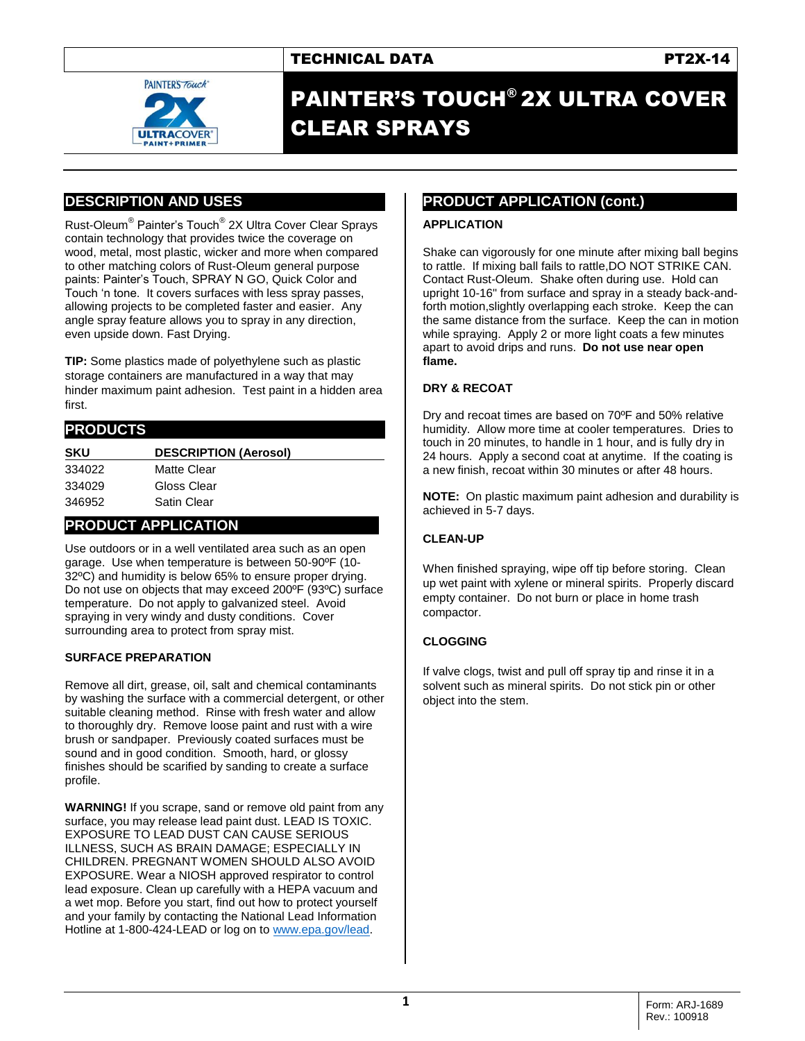TECHNICAL DATA PT2X-14

# PAINTER'S TOUCH® 2X ULTRA COVER CLEAR SPRAYS

## DESCRIPTION AND USES

Rust-Oleum® Painter's Touch® 2X Ultra Cover Clear Sprays contain technology that provides twice the coverage on wood, metal, most plastic, wicker and more when compared to other matching colors of Rust-Oleum general purpose paints: Painter's Touch, SPRAY N GO, Quick Color and Touch 'n tone. It covers surfaces with less spray passes, allowing projects to be completed faster and easier. Any angle spray feature allows you to spray in any direction, even upside down. Fast Drying.

**TIP:** Some plastics made of polyethylene such as plastic storage containers are manufactured in a way that may hinder maximum paint adhesion. Test paint in a hidden area first.

## PRODUCTS

| SKU | DESCRIPTION (Aerosol) |
|---|---|
| 334022 | Matte Clear |
| 334029 | Gloss Clear |
| 346952 | Satin Clear |

## PRODUCT APPLICATION

Use outdoors or in a well ventilated area such as an open garage. Use when temperature is between 50-90ºF (10-32ºC) and humidity is below 65% to ensure proper drying. Do not use on objects that may exceed 200ºF (93ºC) surface temperature. Do not apply to galvanized steel. Avoid spraying in very windy and dusty conditions. Cover surrounding area to protect from spray mist.

### SURFACE PREPARATION

Remove all dirt, grease, oil, salt and chemical contaminants by washing the surface with a commercial detergent, or other suitable cleaning method. Rinse with fresh water and allow to thoroughly dry. Remove loose paint and rust with a wire brush or sandpaper. Previously coated surfaces must be sound and in good condition. Smooth, hard, or glossy finishes should be scarified by sanding to create a surface profile.

**WARNING!** If you scrape, sand or remove old paint from any surface, you may release lead paint dust. LEAD IS TOXIC. EXPOSURE TO LEAD DUST CAN CAUSE SERIOUS ILLNESS, SUCH AS BRAIN DAMAGE; ESPECIALLY IN CHILDREN. PREGNANT WOMEN SHOULD ALSO AVOID EXPOSURE. Wear a NIOSH approved respirator to control lead exposure. Clean up carefully with a HEPA vacuum and a wet mop. Before you start, find out how to protect yourself and your family by contacting the National Lead Information Hotline at 1-800-424-LEAD or log on to www.epa.gov/lead.

## PRODUCT APPLICATION (cont.)

### APPLICATION

Shake can vigorously for one minute after mixing ball begins to rattle. If mixing ball fails to rattle,DO NOT STRIKE CAN. Contact Rust-Oleum. Shake often during use. Hold can upright 10-16" from surface and spray in a steady back-and-forth motion,slightly overlapping each stroke. Keep the can the same distance from the surface. Keep the can in motion while spraying. Apply 2 or more light coats a few minutes apart to avoid drips and runs. **Do not use near open flame.**

### DRY & RECOAT

Dry and recoat times are based on 70ºF and 50% relative humidity. Allow more time at cooler temperatures. Dries to touch in 20 minutes, to handle in 1 hour, and is fully dry in 24 hours. Apply a second coat at anytime. If the coating is a new finish, recoat within 30 minutes or after 48 hours.

**NOTE:** On plastic maximum paint adhesion and durability is achieved in 5-7 days.

### CLEAN-UP

When finished spraying, wipe off tip before storing. Clean up wet paint with xylene or mineral spirits. Properly discard empty container. Do not burn or place in home trash compactor.

### CLOGGING

If valve clogs, twist and pull off spray tip and rinse it in a solvent such as mineral spirits. Do not stick pin or other object into the stem.

Form: ARJ-1689
Rev.: 100918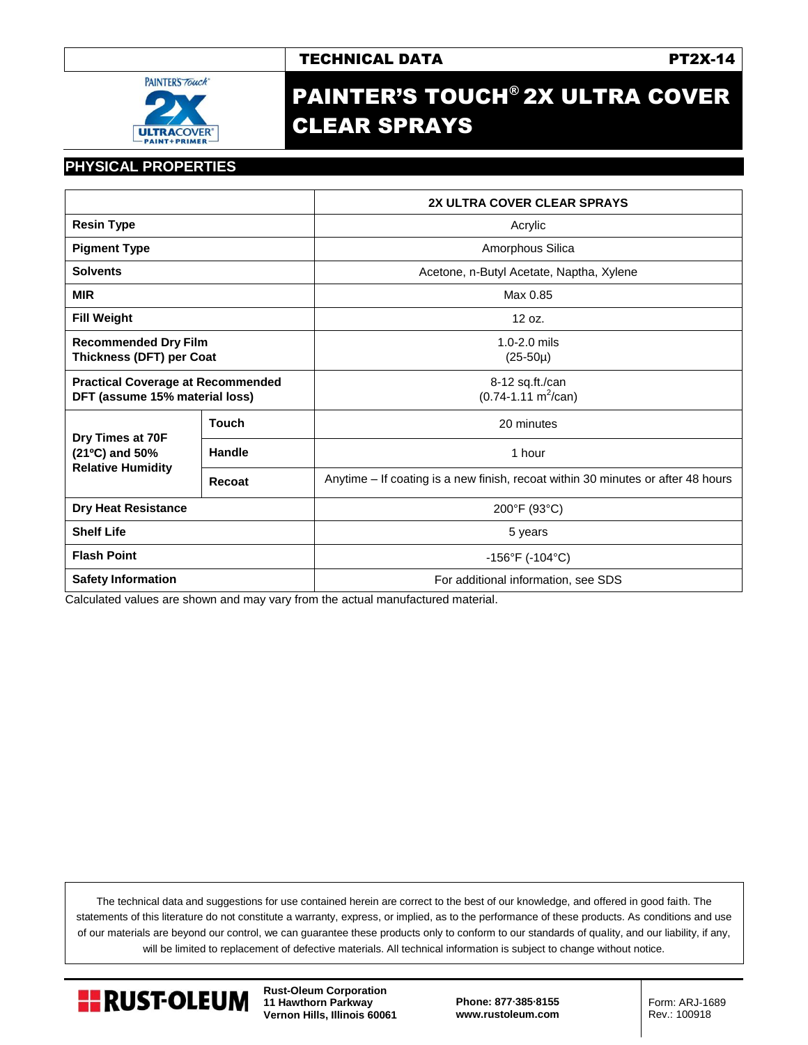TECHNICAL DATA PT2X-14

# PAINTER'S TOUCH® 2X ULTRA COVER CLEAR SPRAYS

## PHYSICAL PROPERTIES

| | | 2X ULTRA COVER CLEAR SPRAYS |
|---|---|---|
| **Resin Type** | | Acrylic |
| **Pigment Type** | | Amorphous Silica |
| **Solvents** | | Acetone, n-Butyl Acetate, Naptha, Xylene |
| **MIR** | | Max 0.85 |
| **Fill Weight** | | 12 oz. |
| **Recommended Dry Film Thickness (DFT) per Coat** | | 1.0-2.0 mils (25-50µ) |
| **Practical Coverage at Recommended DFT (assume 15% material loss)** | | 8-12 sq.ft./can (0.74-1.11 $m^2$/can) |
| **Dry Times at 70F (21ºC) and 50% Relative Humidity** | **Touch** | 20 minutes |
| | **Handle** | 1 hour |
| | **Recoat** | Anytime – If coating is a new finish, recoat within 30 minutes or after 48 hours |
| **Dry Heat Resistance** | | 200°F (93°C) |
| **Shelf Life** | | 5 years |
| **Flash Point** | | -156°F (-104°C) |
| **Safety Information** | | For additional information, see SDS |

Calculated values are shown and may vary from the actual manufactured material.

The technical data and suggestions for use contained herein are correct to the best of our knowledge, and offered in good faith. The statements of this literature do not constitute a warranty, express, or implied, as to the performance of these products. As conditions and use of our materials are beyond our control, we can guarantee these products only to conform to our standards of quality, and our liability, if any, will be limited to replacement of defective materials. All technical information is subject to change without notice.

**Rust-Oleum Corporation**
**11 Hawthorn Parkway**
**Vernon Hills, Illinois 60061**

**Phone: 877·385·8155**
**www.rustoleum.com**

Form: ARJ-1689
Rev.: 100918